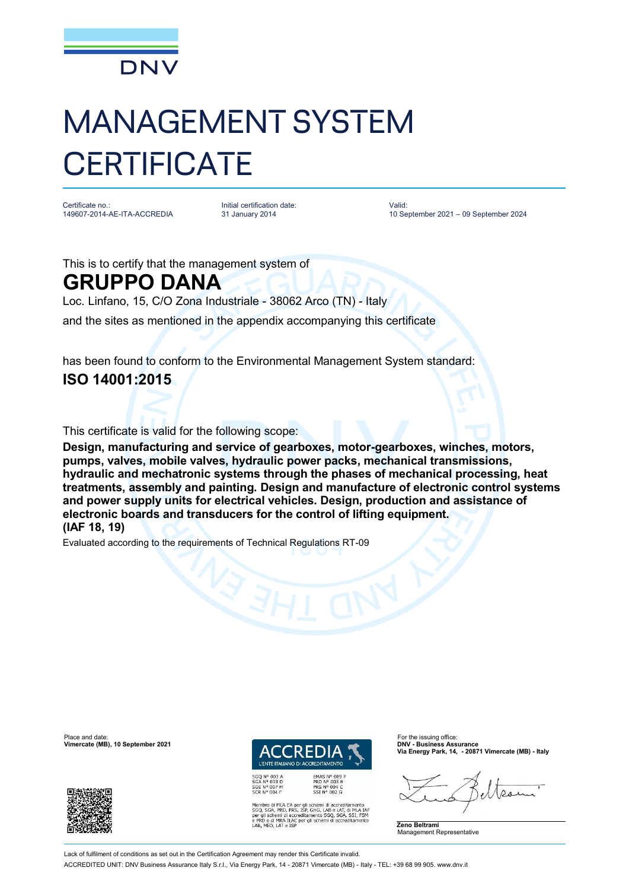DNV

# MANAGEMENT SYSTEM CERTIFICATE

Certificate no.:
149607-2014-AE-ITA-ACCREDIA

Initial certification date:
31 January 2014

Valid:
10 September 2021 – 09 September 2024

This is to certify that the management system of

## GRUPPO DANA

Loc. Linfano, 15, C/O Zona Industriale - 38062 Arco (TN) - Italy

and the sites as mentioned in the appendix accompanying this certificate

has been found to conform to the Environmental Management System standard:

## ISO 14001:2015

This certificate is valid for the following scope:

**Design, manufacturing and service of gearboxes, motor-gearboxes, winches, motors, pumps, valves, mobile valves, hydraulic power packs, mechanical transmissions, hydraulic and mechatronic systems through the phases of mechanical processing, heat treatments, assembly and painting. Design and manufacture of electronic control systems and power supply units for electrical vehicles. Design, production and assistance of electronic boards and transducers for the control of lifting equipment.**
**(IAF 18, 19)**

Evaluated according to the requirements of Technical Regulations RT-09

Place and date:
**Vimercate (MB), 10 September 2021**

ACCREDIA
L'ENTE ITALIANO DI ACCREDITAMENTO

SGQ N° 003 A
SGA N° 003 D
SGE N° 007 M
SCR N° 004 F

EMAS N° 009 P
PRD N° 003 B
PRS N° 094 C
SSI N° 002 G

Membro di MLA EA per gli schemi di accreditamento SGQ, SGA, PRD, PRS, ISP, GHG, LAB e LAT, di MLA IAF per gli schemi di accreditamento SGQ, SGA, SSI, FSM e PRD e di MRA ILAC per gli schemi di accreditamento LAB, MED, LAT e ISP

For the issuing office:
**DNV - Business Assurance**
**Via Energy Park, 14, - 20871 Vimercate (MB) - Italy**

**Zeno Beltrami**
Management Representative

Lack of fulfilment of conditions as set out in the Certification Agreement may render this Certificate invalid.
ACCREDITED UNIT: DNV Business Assurance Italy S.r.l., Via Energy Park, 14 - 20871 Vimercate (MB) - Italy - TEL: +39 68 99 905. www.dnv.it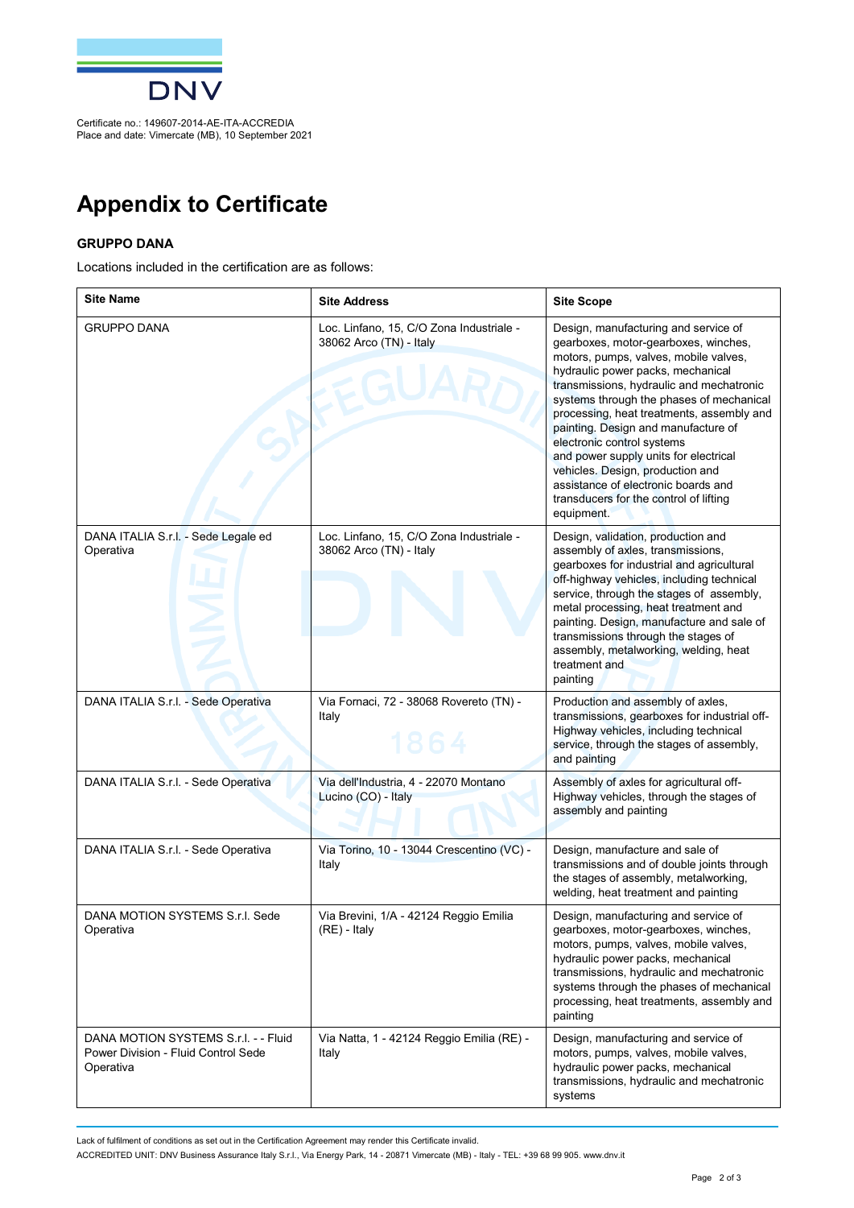Certificate no.: 149607-2014-AE-ITA-ACCREDIA
Place and date: Vimercate (MB), 10 September 2021

# Appendix to Certificate

**GRUPPO DANA**

Locations included in the certification are as follows:

| Site Name | Site Address | Site Scope |
|---|---|---|
| GRUPPO DANA | Loc. Linfano, 15, C/O Zona Industriale - 38062 Arco (TN) - Italy | Design, manufacturing and service of gearboxes, motor-gearboxes, winches, motors, pumps, valves, mobile valves, hydraulic power packs, mechanical transmissions, hydraulic and mechatronic systems through the phases of mechanical processing, heat treatments, assembly and painting. Design and manufacture of electronic control systems and power supply units for electrical vehicles. Design, production and assistance of electronic boards and transducers for the control of lifting equipment. |
| DANA ITALIA S.r.l. - Sede Legale ed Operativa | Loc. Linfano, 15, C/O Zona Industriale - 38062 Arco (TN) - Italy | Design, validation, production and assembly of axles, transmissions, gearboxes for industrial and agricultural off-highway vehicles, including technical service, through the stages of assembly, metal processing, heat treatment and painting. Design, manufacture and sale of transmissions through the stages of assembly, metalworking, welding, heat treatment and painting |
| DANA ITALIA S.r.l. - Sede Operativa | Via Fornaci, 72 - 38068 Rovereto (TN) - Italy | Production and assembly of axles, transmissions, gearboxes for industrial off-Highway vehicles, including technical service, through the stages of assembly, and painting |
| DANA ITALIA S.r.l. - Sede Operativa | Via dell'Industria, 4 - 22070 Montano Lucino (CO) - Italy | Assembly of axles for agricultural off-Highway vehicles, through the stages of assembly and painting |
| DANA ITALIA S.r.l. - Sede Operativa | Via Torino, 10 - 13044 Crescentino (VC) - Italy | Design, manufacture and sale of transmissions and of double joints through the stages of assembly, metalworking, welding, heat treatment and painting |
| DANA MOTION SYSTEMS S.r.l. Sede Operativa | Via Brevini, 1/A - 42124 Reggio Emilia (RE) - Italy | Design, manufacturing and service of gearboxes, motor-gearboxes, winches, motors, pumps, valves, mobile valves, hydraulic power packs, mechanical transmissions, hydraulic and mechatronic systems through the phases of mechanical processing, heat treatments, assembly and painting |
| DANA MOTION SYSTEMS S.r.l. - - Fluid Power Division - Fluid Control Sede Operativa | Via Natta, 1 - 42124 Reggio Emilia (RE) - Italy | Design, manufacturing and service of motors, pumps, valves, mobile valves, hydraulic power packs, mechanical transmissions, hydraulic and mechatronic systems |

Lack of fulfilment of conditions as set out in the Certification Agreement may render this Certificate invalid.

ACCREDITED UNIT: DNV Business Assurance Italy S.r.l., Via Energy Park, 14 - 20871 Vimercate (MB) - Italy - TEL: +39 68 99 905. www.dnv.it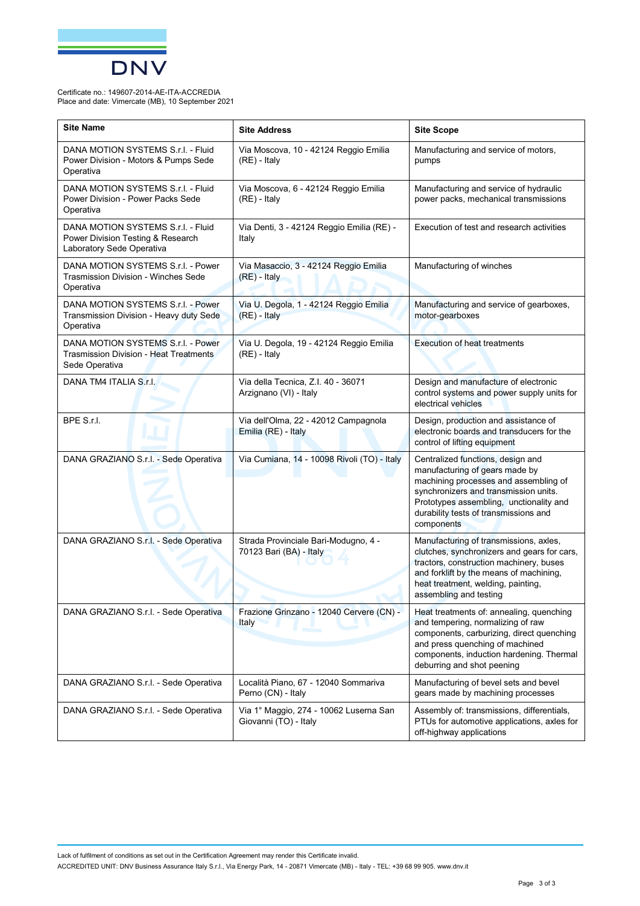Certificate no.: 149607-2014-AE-ITA-ACCREDIA
Place and date: Vimercate (MB), 10 September 2021

| Site Name | Site Address | Site Scope |
|---|---|---|
| DANA MOTION SYSTEMS S.r.l. - Fluid Power Division - Motors & Pumps Sede Operativa | Via Moscova, 10 - 42124 Reggio Emilia (RE) - Italy | Manufacturing and service of motors, pumps |
| DANA MOTION SYSTEMS S.r.l. - Fluid Power Division - Power Packs Sede Operativa | Via Moscova, 6 - 42124 Reggio Emilia (RE) - Italy | Manufacturing and service of hydraulic power packs, mechanical transmissions |
| DANA MOTION SYSTEMS S.r.l. - Fluid Power Division Testing & Research Laboratory Sede Operativa | Via Denti, 3 - 42124 Reggio Emilia (RE) - Italy | Execution of test and research activities |
| DANA MOTION SYSTEMS S.r.l. - Power Trasmission Division - Winches Sede Operativa | Via Masaccio, 3 - 42124 Reggio Emilia (RE) - Italy | Manufacturing of winches |
| DANA MOTION SYSTEMS S.r.l. - Power Transmission Division - Heavy duty Sede Operativa | Via U. Degola, 1 - 42124 Reggio Emilia (RE) - Italy | Manufacturing and service of gearboxes, motor-gearboxes |
| DANA MOTION SYSTEMS S.r.l. - Power Trasmission Division - Heat Treatments Sede Operativa | Via U. Degola, 19 - 42124 Reggio Emilia (RE) - Italy | Execution of heat treatments |
| DANA TM4 ITALIA S.r.l. | Via della Tecnica, Z.I. 40 - 36071 Arzignano (VI) - Italy | Design and manufacture of electronic control systems and power supply units for electrical vehicles |
| BPE S.r.l. | Via dell'Olma, 22 - 42012 Campagnola Emilia (RE) - Italy | Design, production and assistance of electronic boards and transducers for the control of lifting equipment |
| DANA GRAZIANO S.r.l. - Sede Operativa | Via Cumiana, 14 - 10098 Rivoli (TO) - Italy | Centralized functions, design and manufacturing of gears made by machining processes and assembling of synchronizers and transmission units. Prototypes assembling, unctionality and durability tests of transmissions and components |
| DANA GRAZIANO S.r.l. - Sede Operativa | Strada Provinciale Bari-Modugno, 4 - 70123 Bari (BA) - Italy | Manufacturing of transmissions, axles, clutches, synchronizers and gears for cars, tractors, construction machinery, buses and forklift by the means of machining, heat treatment, welding, painting, assembling and testing |
| DANA GRAZIANO S.r.l. - Sede Operativa | Frazione Grinzano - 12040 Cervere (CN) - Italy | Heat treatments of: annealing, quenching and tempering, normalizing of raw components, carburizing, direct quenching and press quenching of machined components, induction hardening. Thermal deburring and shot peening |
| DANA GRAZIANO S.r.l. - Sede Operativa | Località Piano, 67 - 12040 Sommariva Perno (CN) - Italy | Manufacturing of bevel sets and bevel gears made by machining processes |
| DANA GRAZIANO S.r.l. - Sede Operativa | Via 1° Maggio, 274 - 10062 Luserna San Giovanni (TO) - Italy | Assembly of: transmissions, differentials, PTUs for automotive applications, axles for off-highway applications |

Lack of fulfilment of conditions as set out in the Certification Agreement may render this Certificate invalid.

ACCREDITED UNIT: DNV Business Assurance Italy S.r.l., Via Energy Park, 14 - 20871 Vimercate (MB) - Italy - TEL: +39 68 99 905. www.dnv.it